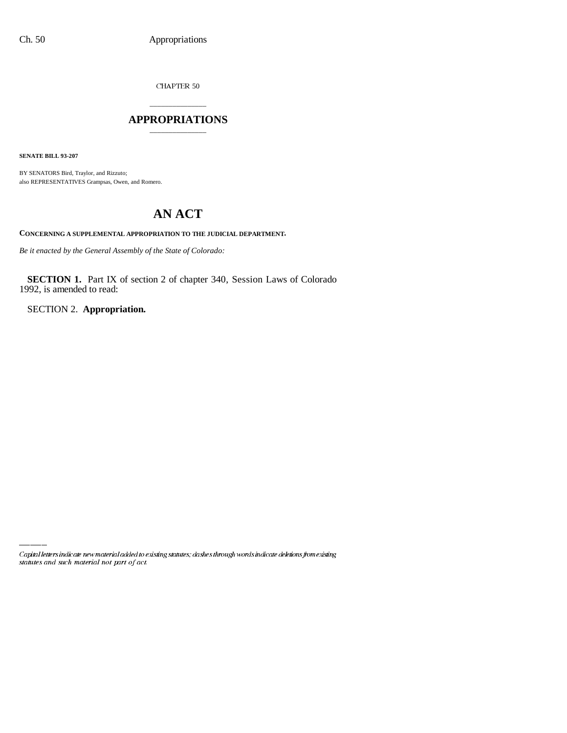CHAPTER 50

# APPROPRIATIONS

**SENATE BILL 93-207**

BY SENATORS Bird, Traylor, and Rizzuto;
also REPRESENTATIVES Grampsas, Owen, and Romero.

# AN ACT

**CONCERNING A SUPPLEMENTAL APPROPRIATION TO THE JUDICIAL DEPARTMENT.**

*Be it enacted by the General Assembly of the State of Colorado:*

**SECTION 1.** Part IX of section 2 of chapter 340, Session Laws of Colorado 1992, is amended to read:

SECTION 2. **Appropriation.**

*Capital letters indicate new material added to existing statutes; dashes through words indicate deletions from existing statutes and such material not part of act.*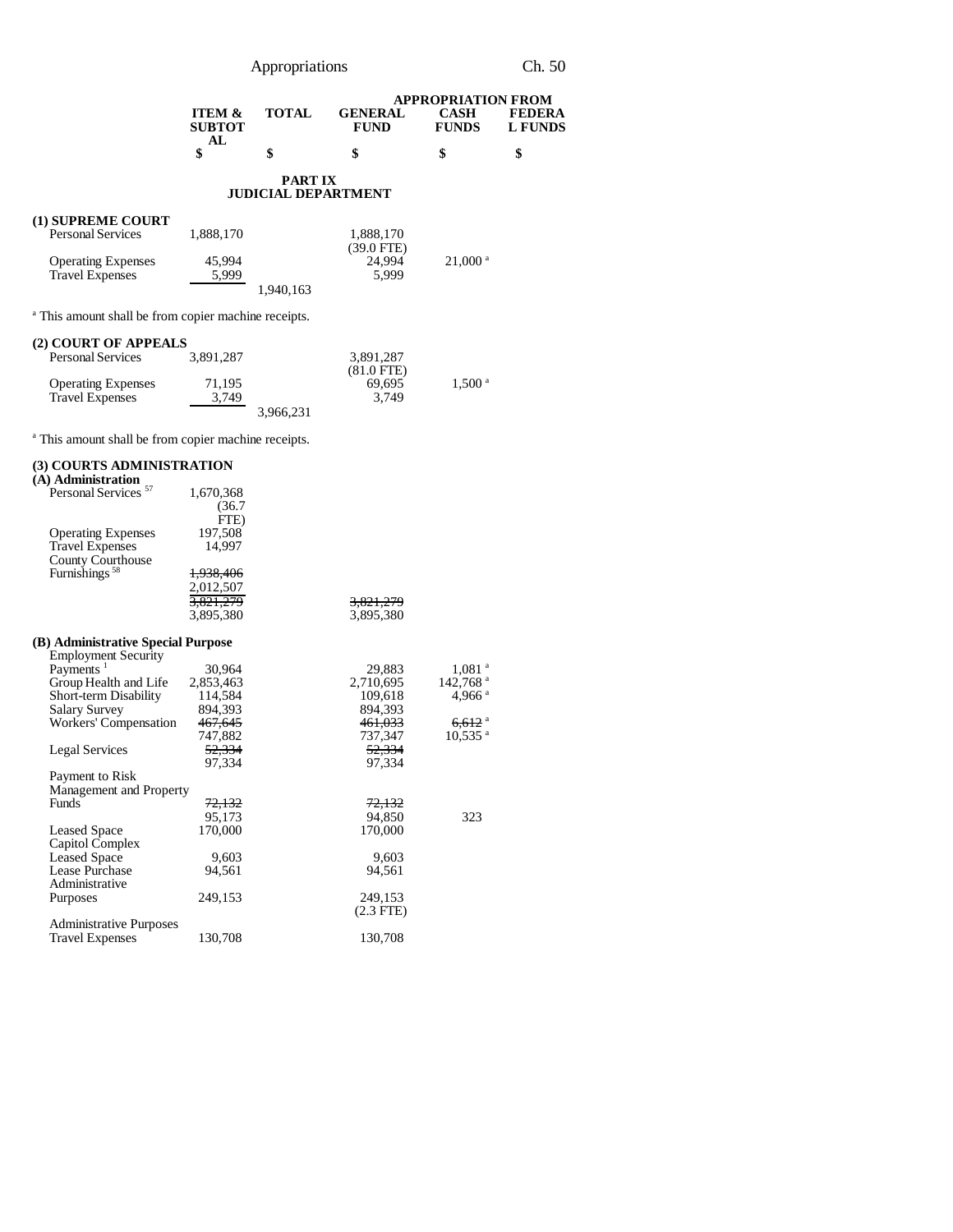| | ITEM & SUBTOTAL | TOTAL | GENERAL FUND | APPROPRIATION FROM CASH FUNDS | FEDERAL FUNDS |
|---|---|---|---|---|---|
| | $ | $ | $ | $ | $ |

## PART IX
## JUDICIAL DEPARTMENT

| | ITEM & SUBTOTAL | TOTAL | GENERAL FUND | CASH FUNDS | FEDERAL FUNDS |
|---|---|---|---|---|---|
| **(1) SUPREME COURT** | | | | | |
| Personal Services | 1,888,170 | | 1,888,170 (39.0 FTE) | | |
| Operating Expenses | 45,994 | | 24,994 | 21,000 [a] | |
| Travel Expenses | 5,999 | | 5,999 | | |
| | | 1,940,163 | | | |

[a] This amount shall be from copier machine receipts.

| | ITEM & SUBTOTAL | TOTAL | GENERAL FUND | CASH FUNDS | FEDERAL FUNDS |
|---|---|---|---|---|---|
| **(2) COURT OF APPEALS** | | | | | |
| Personal Services | 3,891,287 | | 3,891,287 (81.0 FTE) | | |
| Operating Expenses | 71,195 | | 69,695 | 1,500 [a] | |
| Travel Expenses | 3,749 | | 3,749 | | |
| | | 3,966,231 | | | |

[a] This amount shall be from copier machine receipts.

| | ITEM & SUBTOTAL | TOTAL | GENERAL FUND | CASH FUNDS | FEDERAL FUNDS |
|---|---|---|---|---|---|
| **(3) COURTS ADMINISTRATION** | | | | | |
| **(A) Administration** | | | | | |
| Personal Services [57] | 1,670,368 (36.7 FTE) | | | | |
| Operating Expenses | 197,508 | | | | |
| Travel Expenses | 14,997 | | | | |
| County Courthouse Furnishings [58] | ~~1,938,406~~ 2,012,507 | | | | |
| | ~~3,821,279~~ 3,895,380 | | ~~3,821,279~~ 3,895,380 | | |
| **(B) Administrative Special Purpose** | | | | | |
| Employment Security Payments [1] | 30,964 | | 29,883 | 1,081 [a] | |
| Group Health and Life | 2,853,463 | | 2,710,695 | 142,768 [a] | |
| Short-term Disability | 114,584 | | 109,618 | 4,966 [a] | |
| Salary Survey | 894,393 | | 894,393 | | |
| Workers' Compensation | ~~467,645~~ 747,882 | | ~~461,033~~ 737,347 | ~~6,612~~ [a] 10,535 [a] | |
| Legal Services | ~~52,334~~ 97,334 | | ~~52,334~~ 97,334 | | |
| Payment to Risk Management and Property Funds | ~~72,132~~ 95,173 | | ~~72,132~~ 94,850 | 323 | |
| Leased Space | 170,000 | | 170,000 | | |
| Capitol Complex Leased Space | 9,603 | | 9,603 | | |
| Lease Purchase | 94,561 | | 94,561 | | |
| Administrative Purposes | 249,153 | | 249,153 (2.3 FTE) | | |
| Administrative Purposes Travel Expenses | 130,708 | | 130,708 | | |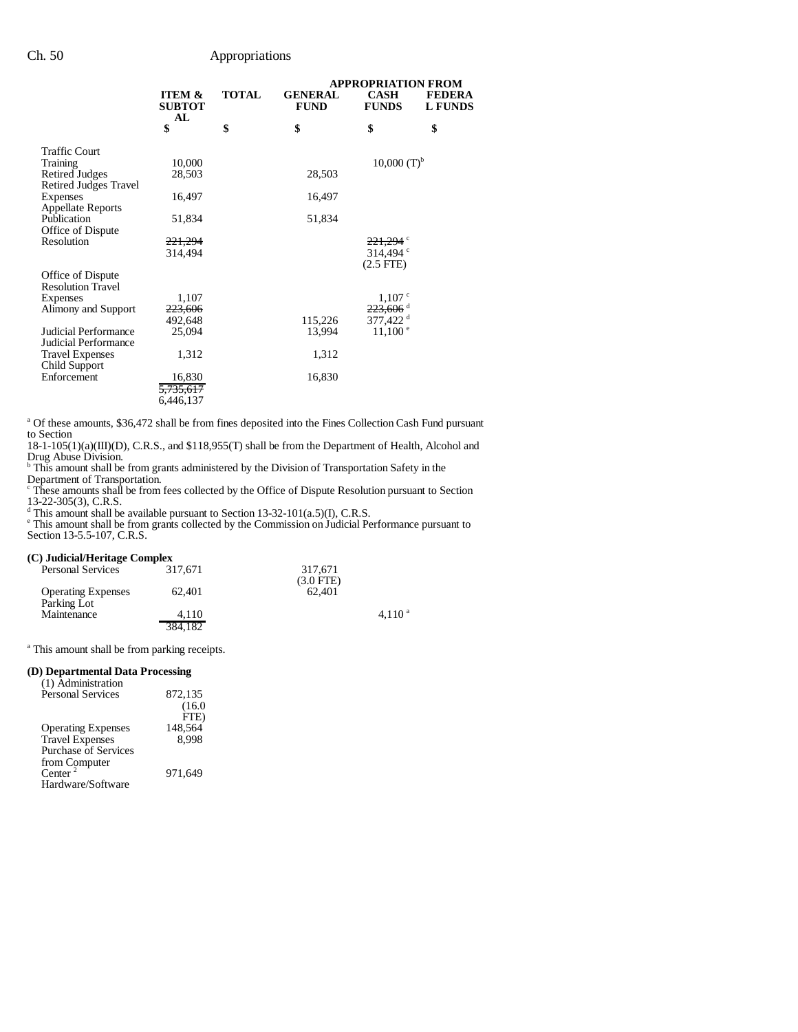| | ITEM & SUBTOTAL | TOTAL | APPROPRIATION FROM GENERAL FUND | CASH FUNDS | FEDERAL FUNDS |
|---|---|---|---|---|---|
| | $ | $ | $ | $ | $ |
| Traffic Court Training | 10,000 | | | 10,000 (T)[b] | |
| Retired Judges | 28,503 | | 28,503 | | |
| Retired Judges Travel Expenses | 16,497 | | 16,497 | | |
| Appellate Reports Publication | 51,834 | | 51,834 | | |
| Office of Dispute Resolution | ~~221,294~~ 314,494 | | | ~~221,294~~ [c] 314,494 [c] (2.5 FTE) | |
| Office of Dispute Resolution Travel Expenses | 1,107 | | | 1,107 [c] | |
| Alimony and Support | ~~223,606~~ 492,648 | | 115,226 | ~~223,606~~ [d] 377,422 [d] | |
| Judicial Performance | 25,094 | | 13,994 | 11,100 [e] | |
| Judicial Performance Travel Expenses | 1,312 | | 1,312 | | |
| Child Support Enforcement | 16,830 | | 16,830 | | |
| | ~~5,735,617~~ 6,446,137 | | | | |

[a] Of these amounts, $36,472 shall be from fines deposited into the Fines Collection Cash Fund pursuant to Section 18-1-105(1)(a)(III)(D), C.R.S., and $118,955(T) shall be from the Department of Health, Alcohol and Drug Abuse Division.
[b] This amount shall be from grants administered by the Division of Transportation Safety in the Department of Transportation.
[c] These amounts shall be from fees collected by the Office of Dispute Resolution pursuant to Section 13-22-305(3), C.R.S.
[d] This amount shall be available pursuant to Section 13-32-101(a.5)(I), C.R.S.
[e] This amount shall be from grants collected by the Commission on Judicial Performance pursuant to Section 13-5.5-107, C.R.S.

**(C) Judicial/Heritage Complex**

| | ITEM & SUBTOTAL | TOTAL | GENERAL FUND | CASH FUNDS | FEDERAL FUNDS |
|---|---|---|---|---|---|
| Personal Services | 317,671 | | 317,671 (3.0 FTE) | | |
| Operating Expenses | 62,401 | | 62,401 | | |
| Parking Lot Maintenance | 4,110 | | | 4,110 [a] | |
| | 384,182 | | | | |

[a] This amount shall be from parking receipts.

**(D) Departmental Data Processing**

| | ITEM & SUBTOTAL | TOTAL | GENERAL FUND | CASH FUNDS | FEDERAL FUNDS |
|---|---|---|---|---|---|
| (1) Administration | | | | | |
| Personal Services | 872,135 (16.0 FTE) | | | | |
| Operating Expenses | 148,564 | | | | |
| Travel Expenses | 8,998 | | | | |
| Purchase of Services from Computer Center [2] | 971,649 | | | | |
| Hardware/Software | | | | | |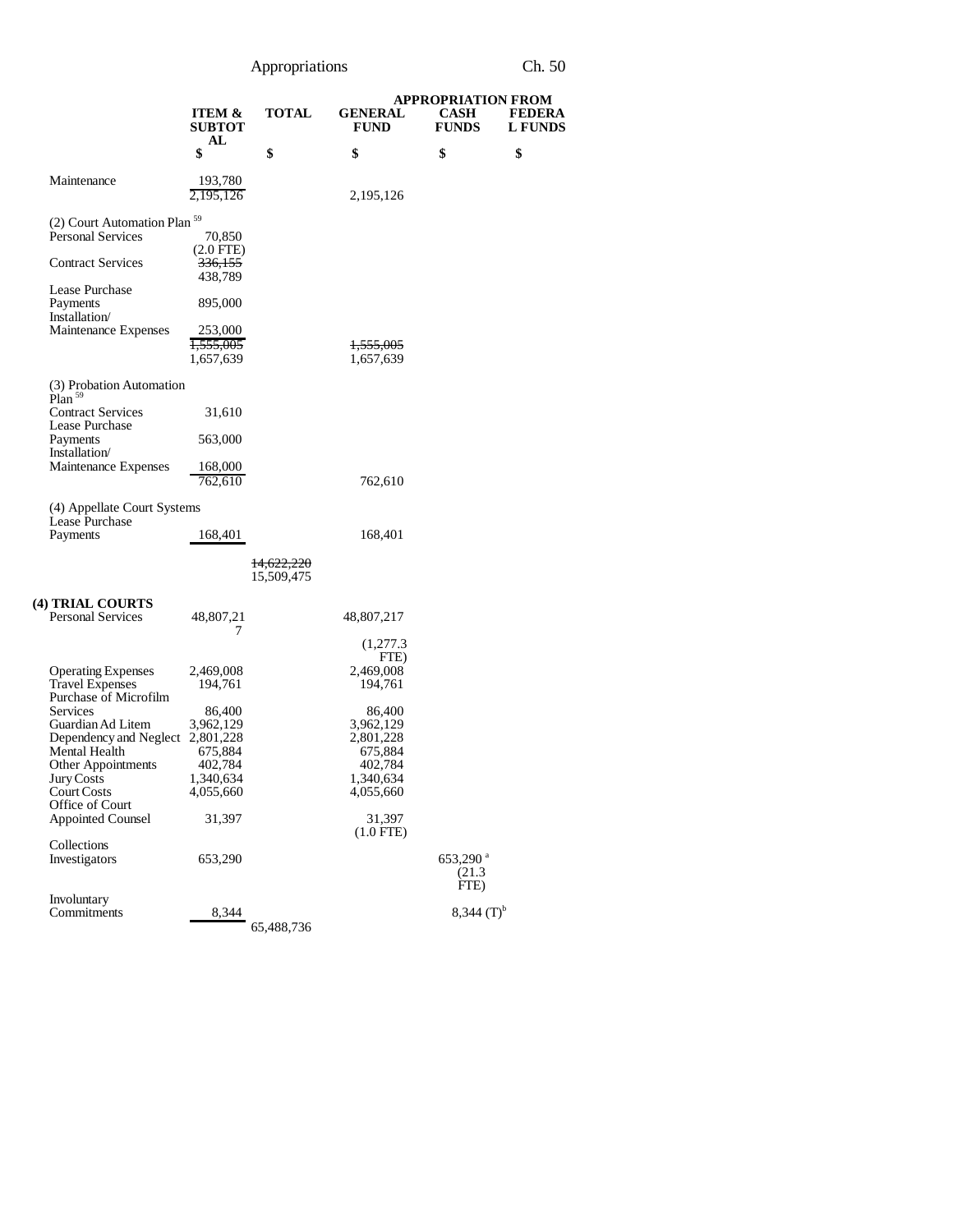| | ITEM & SUBTOTAL | TOTAL | GENERAL FUND | CASH FUNDS | FEDERAL FUNDS |
|---|---|---|---|---|---|
| | | | APPROPRIATION FROM | | |
| | $ | $ | $ | $ | $ |
| Maintenance | 193,780 | | | | |
| | 2,195,126 | | 2,195,126 | | |
| (2) Court Automation Plan [59] | | | | | |
| Personal Services | 70,850 | | | | |
| | (2.0 FTE) | | | | |
| Contract Services | ~~336,155~~ | | | | |
| | 438,789 | | | | |
| Lease Purchase Payments | 895,000 | | | | |
| Installation/ Maintenance Expenses | 253,000 | | | | |
| | ~~1,555,005~~ | | ~~1,555,005~~ | | |
| | 1,657,639 | | 1,657,639 | | |
| (3) Probation Automation Plan [59] | | | | | |
| Contract Services | 31,610 | | | | |
| Lease Purchase Payments | 563,000 | | | | |
| Installation/ Maintenance Expenses | 168,000 | | | | |
| | 762,610 | | 762,610 | | |
| (4) Appellate Court Systems | | | | | |
| Lease Purchase Payments | 168,401 | | 168,401 | | |
| | | ~~14,622,220~~ | | | |
| | | 15,509,475 | | | |
| **(4) TRIAL COURTS** | | | | | |
| Personal Services | 48,807,217 | | 48,807,217 | | |
| | | | (1,277.3 FTE) | | |
| Operating Expenses | 2,469,008 | | 2,469,008 | | |
| Travel Expenses | 194,761 | | 194,761 | | |
| Purchase of Microfilm Services | 86,400 | | 86,400 | | |
| Guardian Ad Litem | 3,962,129 | | 3,962,129 | | |
| Dependency and Neglect | 2,801,228 | | 2,801,228 | | |
| Mental Health | 675,884 | | 675,884 | | |
| Other Appointments | 402,784 | | 402,784 | | |
| Jury Costs | 1,340,634 | | 1,340,634 | | |
| Court Costs | 4,055,660 | | 4,055,660 | | |
| Office of Court Appointed Counsel | 31,397 | | 31,397 | | |
| | | | (1.0 FTE) | | |
| Collections Investigators | 653,290 | | | 653,290 [a] | |
| | | | | (21.3 FTE) | |
| Involuntary Commitments | 8,344 | | | 8,344 (T)[b] | |
| | | 65,488,736 | | | |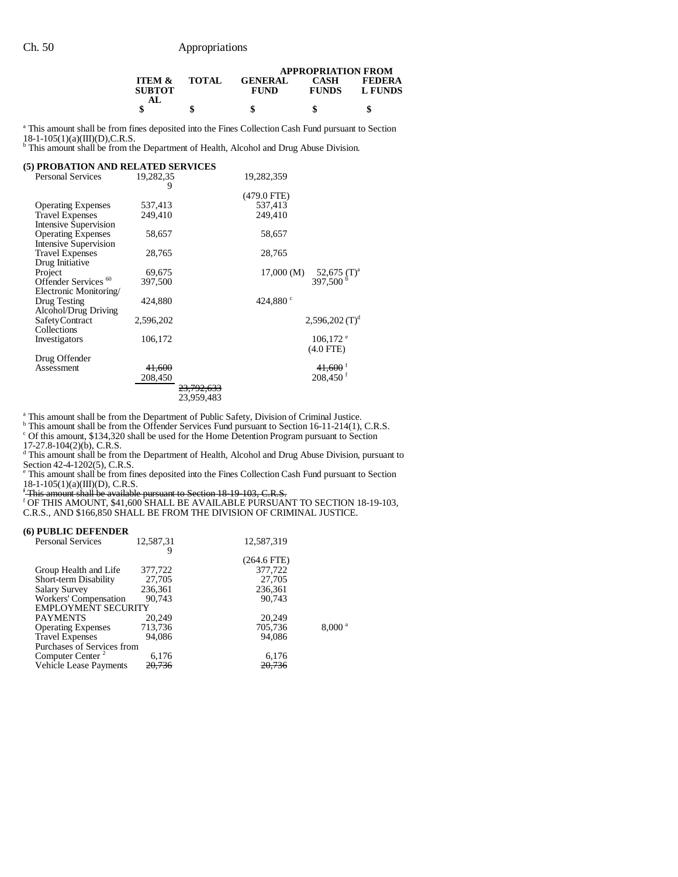| | ITEM & SUBTOTAL | TOTAL | GENERAL FUND | APPROPRIATION FROM CASH FUNDS | FEDERAL FUNDS |
|---|---|---|---|---|---|
| | $ | $ | $ | $ | $ |

[a] This amount shall be from fines deposited into the Fines Collection Cash Fund pursuant to Section 18-1-105(1)(a)(III)(D),C.R.S.
[b] This amount shall be from the Department of Health, Alcohol and Drug Abuse Division.

**(5) PROBATION AND RELATED SERVICES**

| | ITEM & SUBTOTAL | TOTAL | GENERAL FUND | CASH FUNDS | FEDERAL FUNDS |
|---|---|---|---|---|---|
| Personal Services | 19,282,359 | | 19,282,359 | | |
| | | | (479.0 FTE) | | |
| Operating Expenses | 537,413 | | 537,413 | | |
| Travel Expenses | 249,410 | | 249,410 | | |
| Intensive Supervision Operating Expenses | 58,657 | | 58,657 | | |
| Intensive Supervision Travel Expenses | 28,765 | | 28,765 | | |
| Drug Initiative Project | 69,675 | | 17,000 (M) | 52,675 (T)[a] | |
| Offender Services [60] | 397,500 | | | 397,500 [b] | |
| Electronic Monitoring/ Drug Testing | 424,880 | | 424,880 [c] | | |
| Alcohol/Drug Driving SafetyContract | 2,596,202 | | | 2,596,202 (T)[d] | |
| Collections Investigators | 106,172 | | | 106,172 [e] | |
| | | | | (4.0 FTE) | |
| Drug Offender Assessment | ~~41,600~~ | | | ~~41,600~~ [f] | |
| | 208,450 | | | 208,450 [f] | |
| | | ~~23,792,633~~ | | | |
| | | 23,959,483 | | | |

[a] This amount shall be from the Department of Public Safety, Division of Criminal Justice.
[b] This amount shall be from the Offender Services Fund pursuant to Section 16-11-214(1), C.R.S.
[c] Of this amount, $134,320 shall be used for the Home Detention Program pursuant to Section 17-27.8-104(2)(b), C.R.S.
[d] This amount shall be from the Department of Health, Alcohol and Drug Abuse Division, pursuant to Section 42-4-1202(5), C.R.S.
[e] This amount shall be from fines deposited into the Fines Collection Cash Fund pursuant to Section 18-1-105(1)(a)(III)(D), C.R.S.
~~[f] This amount shall be available pursuant to Section 18-19-103, C.R.S.~~
[f] OF THIS AMOUNT, $41,600 SHALL BE AVAILABLE PURSUANT TO SECTION 18-19-103, C.R.S., AND $166,850 SHALL BE FROM THE DIVISION OF CRIMINAL JUSTICE.

**(6) PUBLIC DEFENDER**

| | ITEM & SUBTOTAL | TOTAL | GENERAL FUND | CASH FUNDS | FEDERAL FUNDS |
|---|---|---|---|---|---|
| Personal Services | 12,587,319 | | 12,587,319 | | |
| | | | (264.6 FTE) | | |
| Group Health and Life | 377,722 | | 377,722 | | |
| Short-term Disability | 27,705 | | 27,705 | | |
| Salary Survey | 236,361 | | 236,361 | | |
| Workers' Compensation | 90,743 | | 90,743 | | |
| EMPLOYMENT SECURITY PAYMENTS | 20,249 | | 20,249 | | |
| Operating Expenses | 713,736 | | 705,736 | 8,000 [a] | |
| Travel Expenses | 94,086 | | 94,086 | | |
| Purchases of Services from Computer Center [2] | 6,176 | | 6,176 | | |
| Vehicle Lease Payments | ~~20,736~~ | | ~~20,736~~ | | |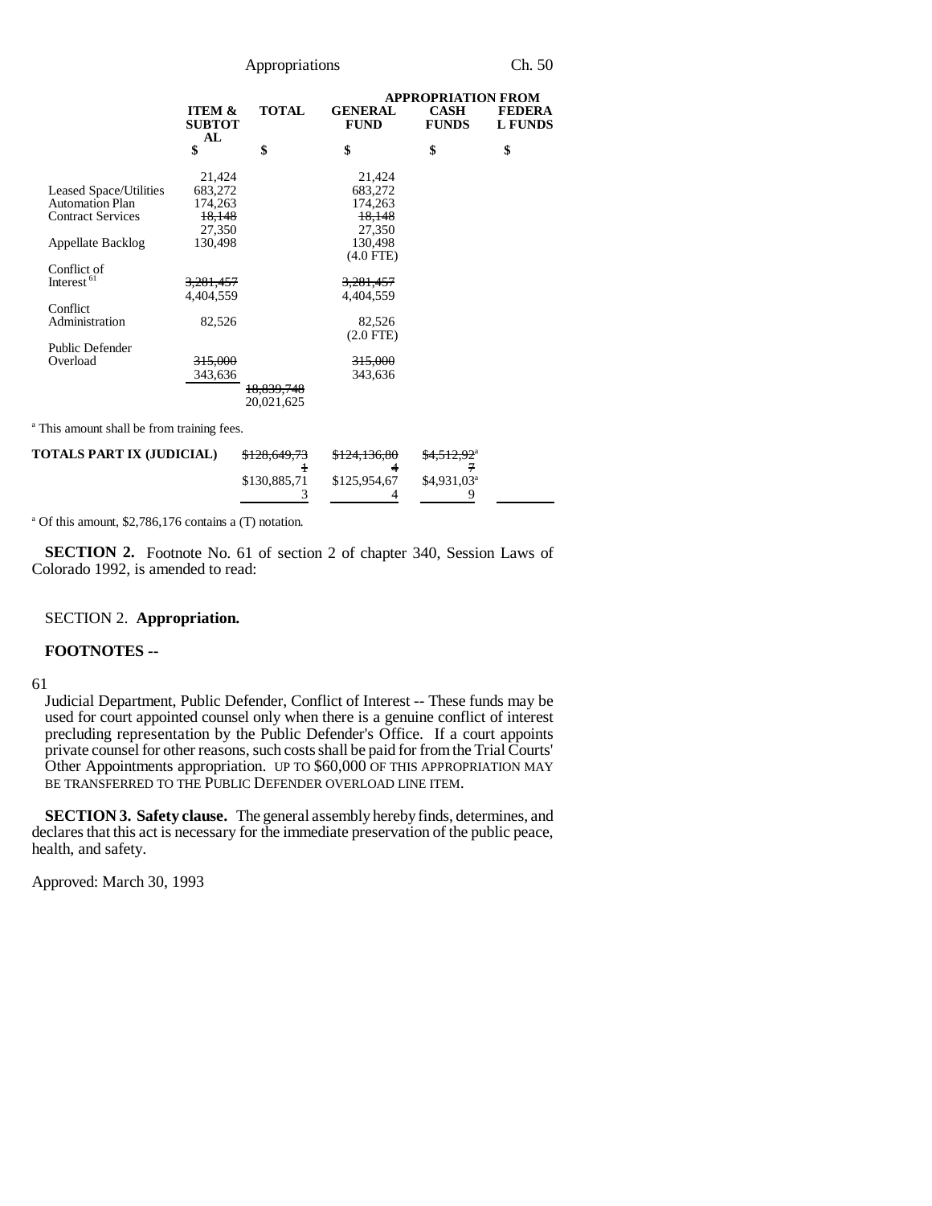| | ITEM & SUBTOTAL | TOTAL | GENERAL FUND | CASH FUNDS | FEDERAL FUNDS |
|---|---|---|---|---|---|
| | | | APPROPRIATION FROM | | |
| | $ | $ | $ | $ | $ |
| | 21,424 | | 21,424 | | |
| Leased Space/Utilities | 683,272 | | 683,272 | | |
| Automation Plan | 174,263 | | 174,263 | | |
| Contract Services | ~~18,148~~ 27,350 | | ~~18,148~~ 27,350 | | |
| Appellate Backlog | 130,498 | | 130,498 (4.0 FTE) | | |
| Conflict of Interest [61] | ~~3,281,457~~ 4,404,559 | | ~~3,281,457~~ 4,404,559 | | |
| Conflict Administration | 82,526 | | 82,526 (2.0 FTE) | | |
| Public Defender Overload | ~~315,000~~ 343,636 | | ~~315,000~~ 343,636 | | |
| | | ~~18,839,748~~ 20,021,625 | | | |

[a] This amount shall be from training fees.

| | TOTAL | GENERAL FUND | CASH FUNDS | FEDERAL FUNDS |
|---|---|---|---|---|
| **TOTALS PART IX (JUDICIAL)** | ~~$128,649,731~~ $130,885,713 | ~~$124,136,804~~ $125,954,674 | ~~$4,512,927~~[a] $4,931,039[a] | |

[a] Of this amount, $2,786,176 contains a (T) notation.

**SECTION 2.** Footnote No. 61 of section 2 of chapter 340, Session Laws of Colorado 1992, is amended to read:

SECTION 2. **Appropriation.**

**FOOTNOTES --**

61 Judicial Department, Public Defender, Conflict of Interest -- These funds may be used for court appointed counsel only when there is a genuine conflict of interest precluding representation by the Public Defender's Office. If a court appoints private counsel for other reasons, such costs shall be paid for from the Trial Courts' Other Appointments appropriation. UP TO $60,000 OF THIS APPROPRIATION MAY BE TRANSFERRED TO THE PUBLIC DEFENDER OVERLOAD LINE ITEM.

**SECTION 3. Safety clause.** The general assembly hereby finds, determines, and declares that this act is necessary for the immediate preservation of the public peace, health, and safety.

Approved: March 30, 1993